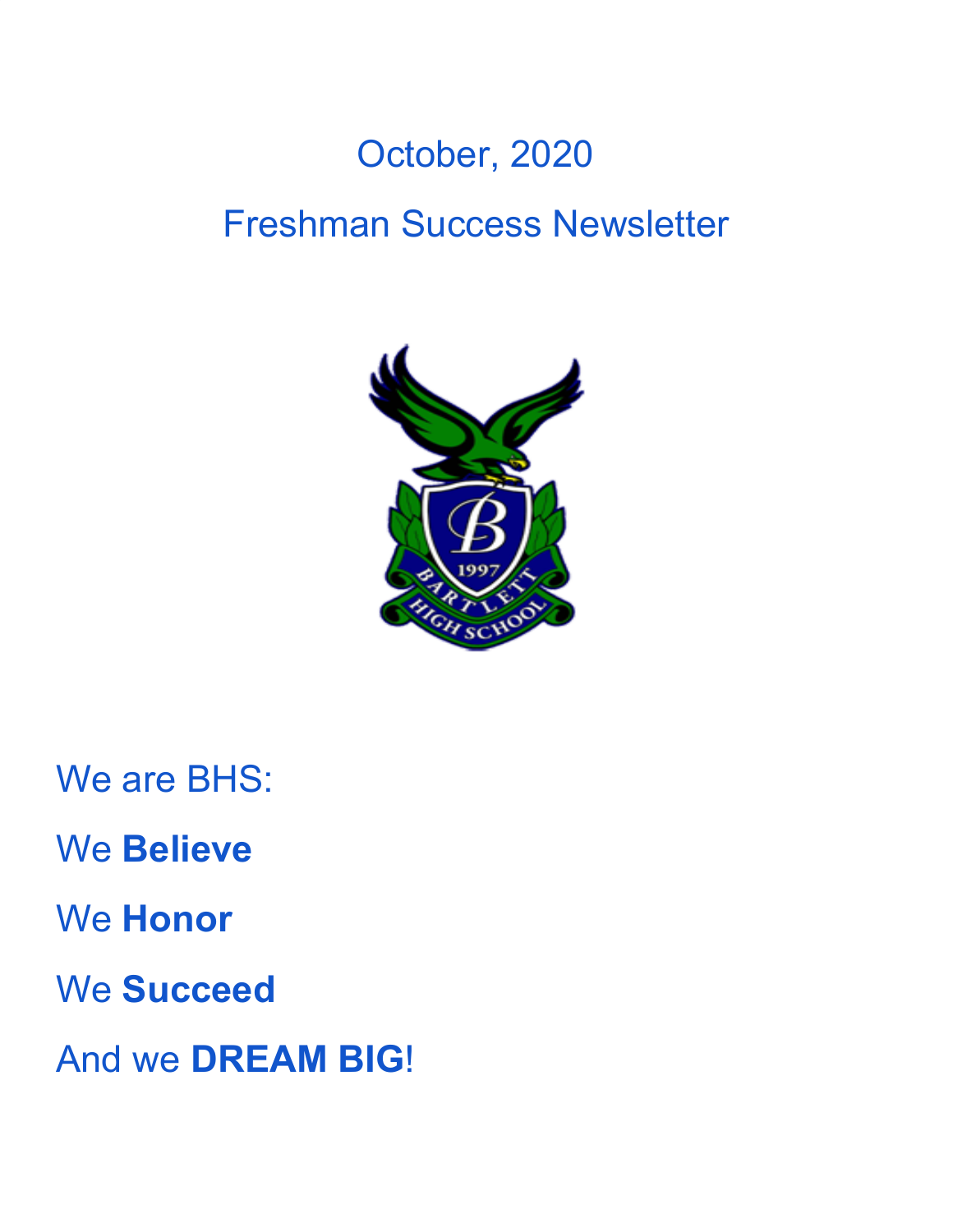# October, 2020

# Freshman Success Newsletter

We are BHS:

We **Believe**

We **Honor**

We **Succeed**

And we **DREAM BIG**!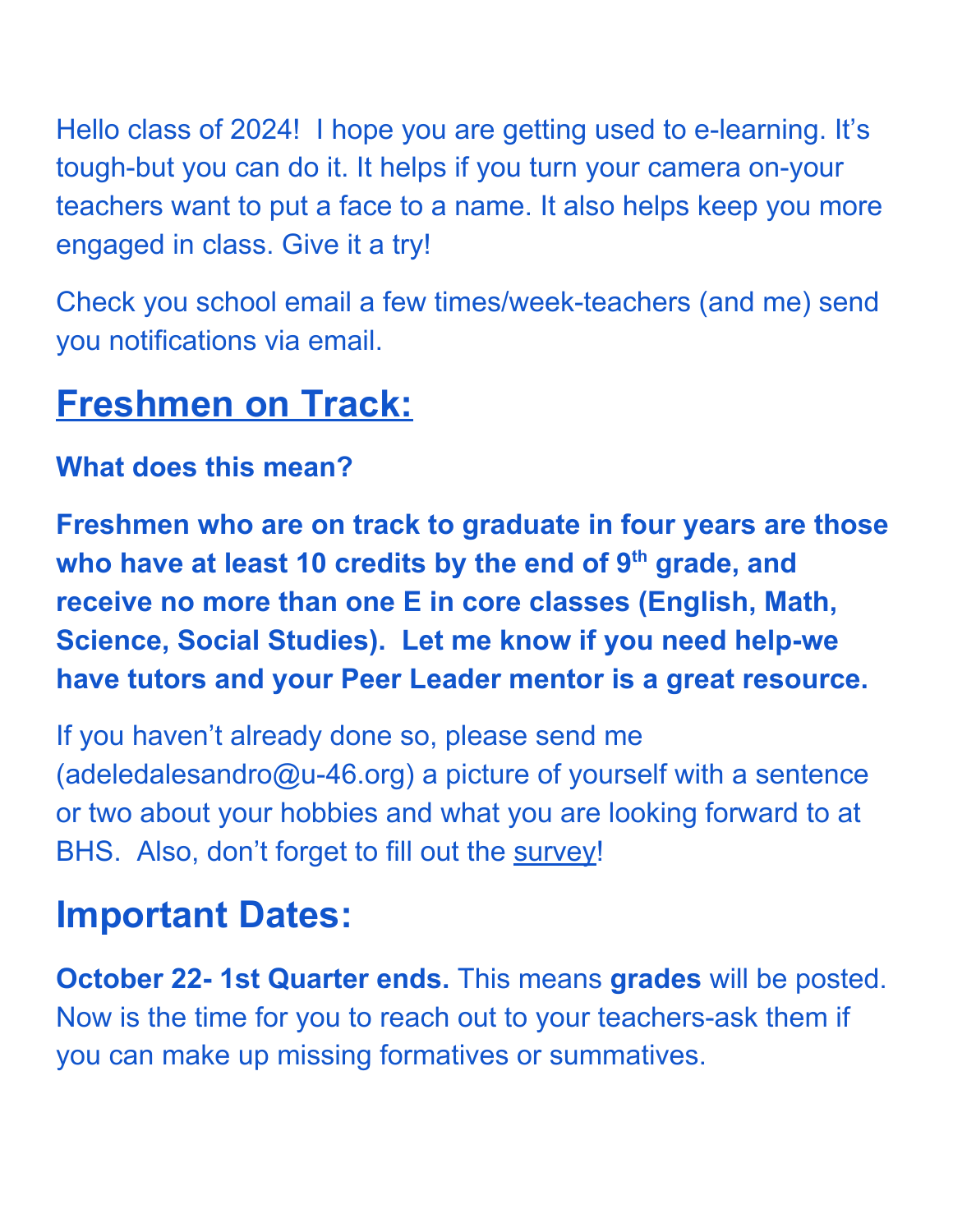Hello class of 2024! I hope you are getting used to e-learning. It's tough-but you can do it. It helps if you turn your camera on-your teachers want to put a face to a name. It also helps keep you more engaged in class. Give it a try!

Check you school email a few times/week-teachers (and me) send you notifications via email.

## Freshmen on Track:

**What does this mean?**

**Freshmen who are on track to graduate in four years are those who have at least 10 credits by the end of 9th grade, and receive no more than one E in core classes (English, Math, Science, Social Studies). Let me know if you need help-we have tutors and your Peer Leader mentor is a great resource.**

If you haven't already done so, please send me (adeledalesandro@u-46.org) a picture of yourself with a sentence or two about your hobbies and what you are looking forward to at BHS. Also, don't forget to fill out the survey!

## Important Dates:

**October 22- 1st Quarter ends.** This means **grades** will be posted. Now is the time for you to reach out to your teachers-ask them if you can make up missing formatives or summatives.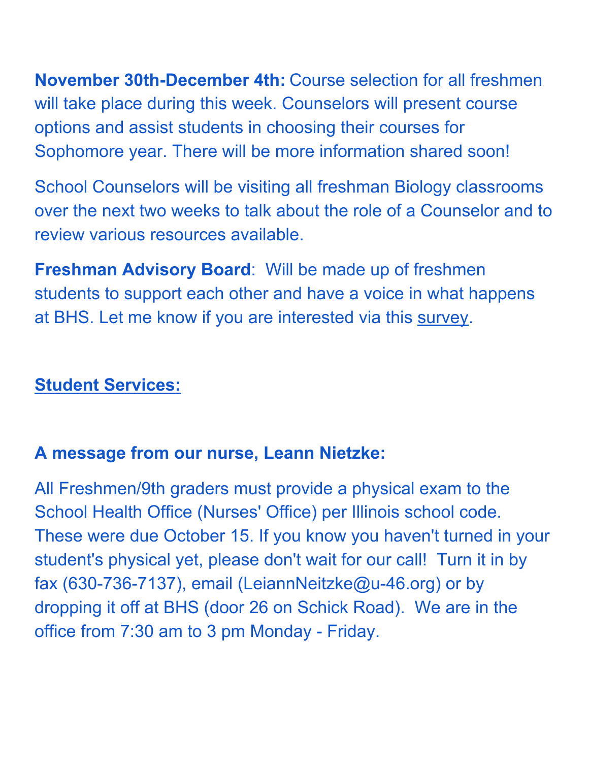**November 30th-December 4th:** Course selection for all freshmen will take place during this week. Counselors will present course options and assist students in choosing their courses for Sophomore year. There will be more information shared soon!

School Counselors will be visiting all freshman Biology classrooms over the next two weeks to talk about the role of a Counselor and to review various resources available.

**Freshman Advisory Board**: Will be made up of freshmen students to support each other and have a voice in what happens at BHS. Let me know if you are interested via this survey.

## Student Services:

### A message from our nurse, Leann Nietzke:

All Freshmen/9th graders must provide a physical exam to the School Health Office (Nurses' Office) per Illinois school code. These were due October 15. If you know you haven't turned in your student's physical yet, please don't wait for our call! Turn it in by fax (630-736-7137), email (LeiannNeitzke@u-46.org) or by dropping it off at BHS (door 26 on Schick Road). We are in the office from 7:30 am to 3 pm Monday - Friday.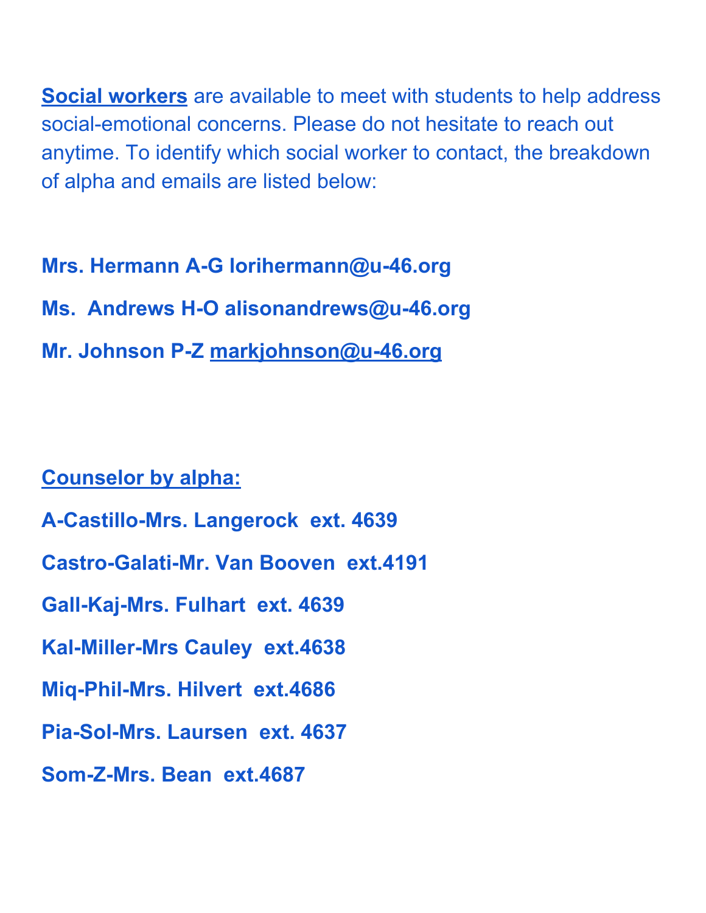**Social workers** are available to meet with students to help address social-emotional concerns. Please do not hesitate to reach out anytime. To identify which social worker to contact, the breakdown of alpha and emails are listed below:

**Mrs. Hermann A-G lorihermann@u-46.org**

**Ms. Andrews H-O alisonandrews@u-46.org**

**Mr. Johnson P-Z markjohnson@u-46.org**

**Counselor by alpha:**

**A-Castillo-Mrs. Langerock ext. 4639**

**Castro-Galati-Mr. Van Booven ext.4191**

**Gall-Kaj-Mrs. Fulhart ext. 4639**

**Kal-Miller-Mrs Cauley ext.4638**

**Miq-Phil-Mrs. Hilvert ext.4686**

**Pia-Sol-Mrs. Laursen ext. 4637**

**Som-Z-Mrs. Bean ext.4687**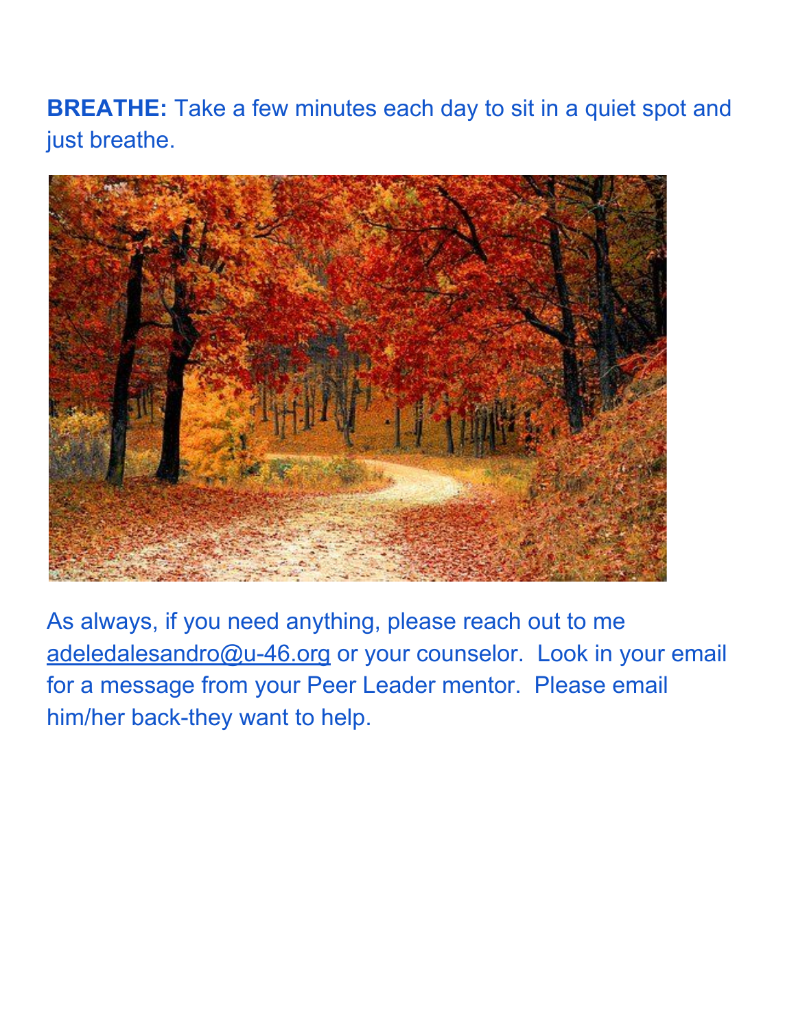**BREATHE:** Take a few minutes each day to sit in a quiet spot and just breathe.

As always, if you need anything, please reach out to me adeledalesandro@u-46.org or your counselor. Look in your email for a message from your Peer Leader mentor. Please email him/her back-they want to help.